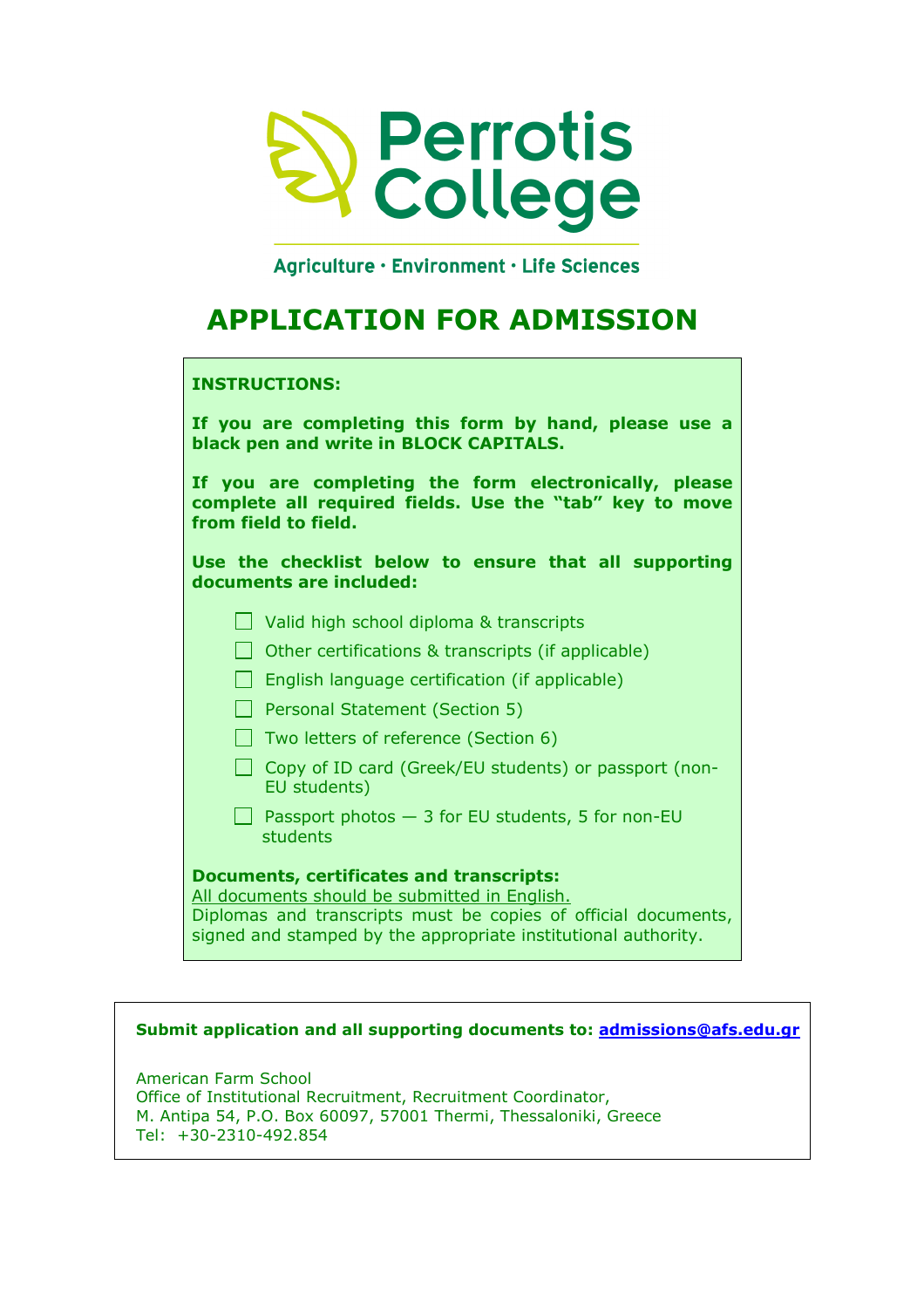# Perrotis College

Agriculture · Environment · Life Sciences

## APPLICATION FOR ADMISSION

**INSTRUCTIONS:**

**If you are completing this form by hand, please use a black pen and write in BLOCK CAPITALS.**

**If you are completing the form electronically, please complete all required fields. Use the "tab" key to move from field to field.**

**Use the checklist below to ensure that all supporting documents are included:**

- ☐ Valid high school diploma & transcripts
- ☐ Other certifications & transcripts (if applicable)
- ☐ English language certification (if applicable)
- ☐ Personal Statement (Section 5)
- ☐ Two letters of reference (Section 6)
- ☐ Copy of ID card (Greek/EU students) or passport (non-EU students)
- ☐ Passport photos — 3 for EU students, 5 for non-EU students

**Documents, certificates and transcripts:**
All documents should be submitted in English.
Diplomas and transcripts must be copies of official documents, signed and stamped by the appropriate institutional authority.

**Submit application and all supporting documents to: admissions@afs.edu.gr**

American Farm School
Office of Institutional Recruitment, Recruitment Coordinator,
M. Antipa 54, P.O. Box 60097, 57001 Thermi, Thessaloniki, Greece
Tel: +30-2310-492.854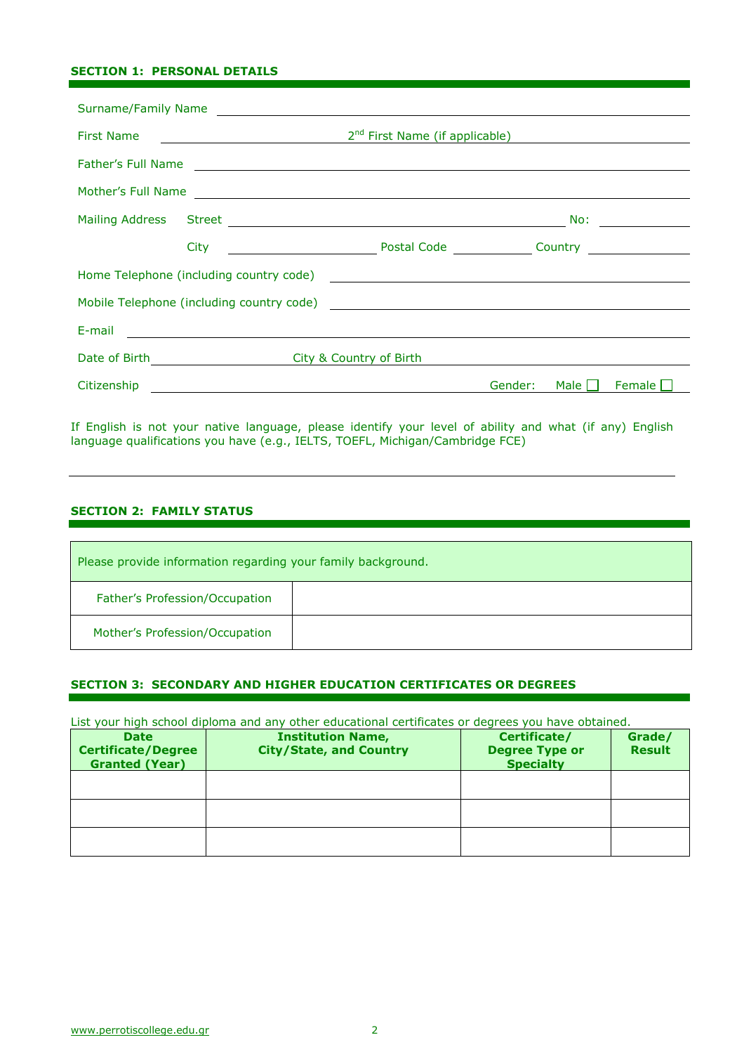## SECTION 1: PERSONAL DETAILS

Surname/Family Name ______________________________

First Name ______________ 2nd First Name (if applicable) ______________

Father's Full Name ______________________________

Mother's Full Name ______________________________

Mailing Address Street ______________________________ No: ________

City ______________ Postal Code ________ Country ________

Home Telephone (including country code) ______________________________

Mobile Telephone (including country code) ______________________________

E-mail ______________________________

Date of Birth ______________ City & Country of Birth ______________

Citizenship ______________ Gender: Male ☐ Female ☐

If English is not your native language, please identify your level of ability and what (if any) English language qualifications you have (e.g., IELTS, TOEFL, Michigan/Cambridge FCE)

______________________________________________________________

## SECTION 2: FAMILY STATUS

| Please provide information regarding your family background. | |
|---|---|
| Father's Profession/Occupation | |
| Mother's Profession/Occupation | |

## SECTION 3: SECONDARY AND HIGHER EDUCATION CERTIFICATES OR DEGREES

List your high school diploma and any other educational certificates or degrees you have obtained.

| Date Certificate/Degree Granted (Year) | Institution Name, City/State, and Country | Certificate/ Degree Type or Specialty | Grade/ Result |
|---|---|---|---|
| | | | |
| | | | |
| | | | |

www.perrotiscollege.edu.gr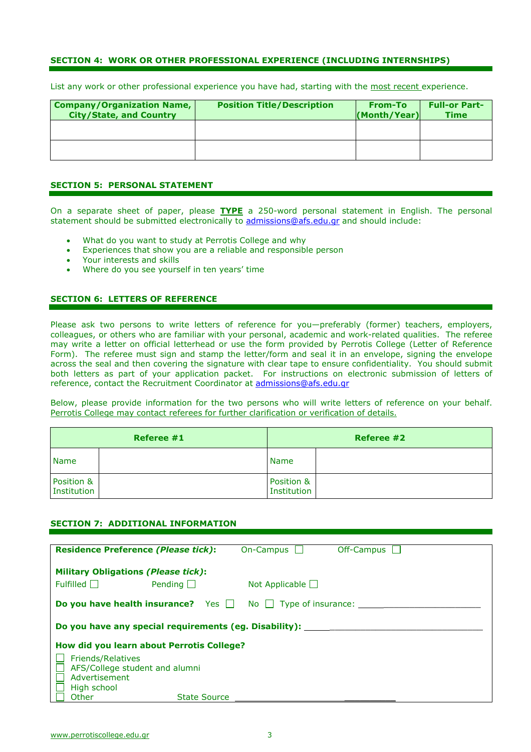## SECTION 4: WORK OR OTHER PROFESSIONAL EXPERIENCE (INCLUDING INTERNSHIPS)

List any work or other professional experience you have had, starting with the most recent experience.

| Company/Organization Name, City/State, and Country | Position Title/Description | From-To (Month/Year) | Full-or Part-Time |
|---|---|---|---|
| | | | |
| | | | |

## SECTION 5: PERSONAL STATEMENT

On a separate sheet of paper, please **TYPE** a 250-word personal statement in English. The personal statement should be submitted electronically to admissions@afs.edu.gr and should include:

- What do you want to study at Perrotis College and why
- Experiences that show you are a reliable and responsible person
- Your interests and skills
- Where do you see yourself in ten years' time

## SECTION 6: LETTERS OF REFERENCE

Please ask two persons to write letters of reference for you—preferably (former) teachers, employers, colleagues, or others who are familiar with your personal, academic and work-related qualities. The referee may write a letter on official letterhead or use the form provided by Perrotis College (Letter of Reference Form). The referee must sign and stamp the letter/form and seal it in an envelope, signing the envelope across the seal and then covering the signature with clear tape to ensure confidentiality. You should submit both letters as part of your application packet. For instructions on electronic submission of letters of reference, contact the Recruitment Coordinator at admissions@afs.edu.gr

Below, please provide information for the two persons who will write letters of reference on your behalf. Perrotis College may contact referees for further clarification or verification of details.

| Referee #1 | | Referee #2 | |
|---|---|---|---|
| Name | | Name | |
| Position & Institution | | Position & Institution | |

## SECTION 7: ADDITIONAL INFORMATION

**Residence Preference *(Please tick)*:** On-Campus ☐ Off-Campus ☐

**Military Obligations *(Please tick)*:**
Fulfilled ☐ Pending ☐ Not Applicable ☐

**Do you have health insurance?** Yes ☐ No ☐ Type of insurance: ______________________

**Do you have any special requirements (eg. Disability):** ______________________________________

**How did you learn about Perrotis College?**

☐ Friends/Relatives
☐ AFS/College student and alumni
☐ Advertisement
☐ High school
☐ Other State Source ______________________________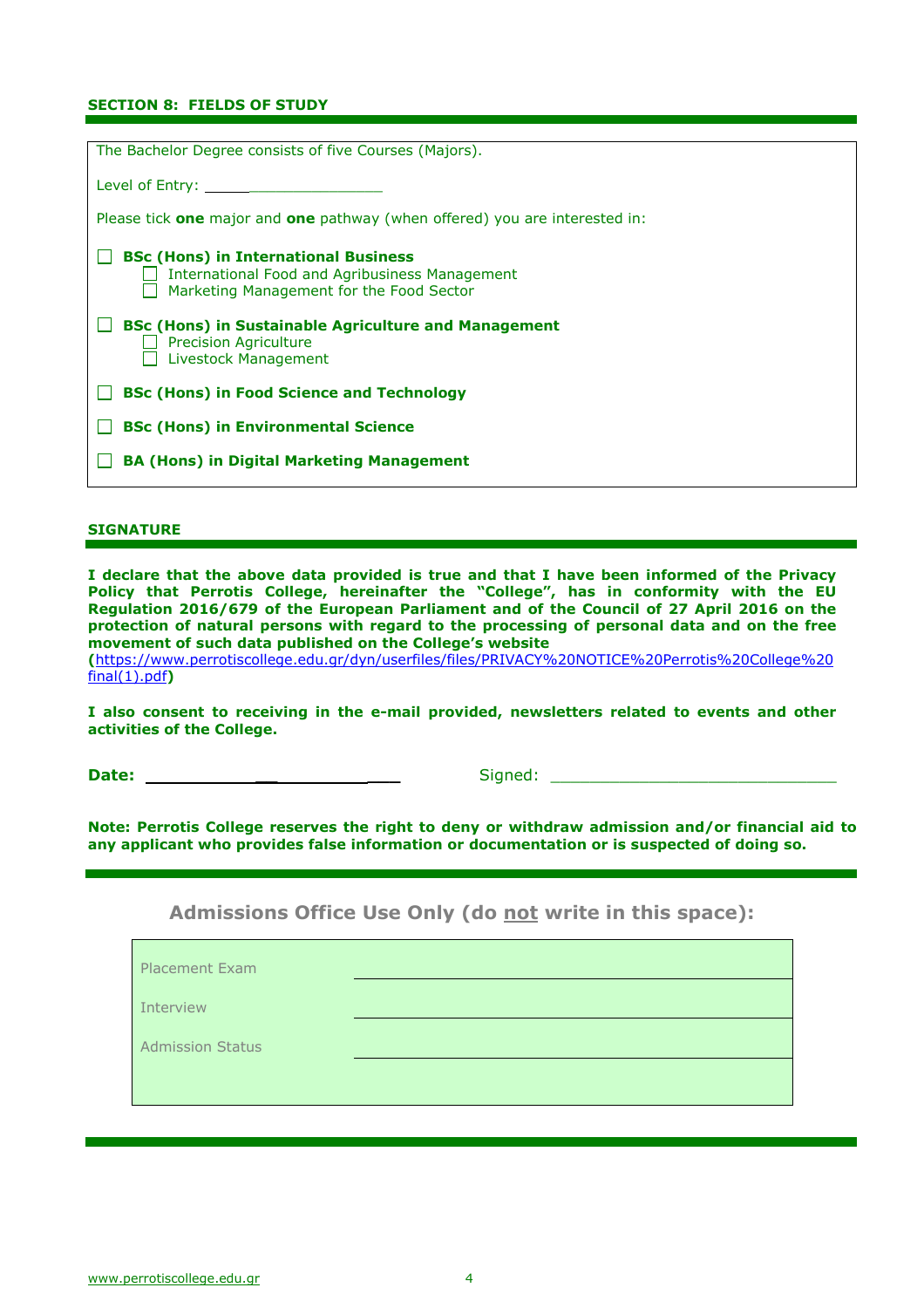## SECTION 8: FIELDS OF STUDY

The Bachelor Degree consists of five Courses (Majors).

Level of Entry: _____________________

Please tick **one** major and **one** pathway (when offered) you are interested in:

- ☐ **BSc (Hons) in International Business**
  - ☐ International Food and Agribusiness Management
  - ☐ Marketing Management for the Food Sector
- ☐ **BSc (Hons) in Sustainable Agriculture and Management**
  - ☐ Precision Agriculture
  - ☐ Livestock Management
- ☐ **BSc (Hons) in Food Science and Technology**
- ☐ **BSc (Hons) in Environmental Science**
- ☐ **BA (Hons) in Digital Marketing Management**

## SIGNATURE

**I declare that the above data provided is true and that I have been informed of the Privacy Policy that Perrotis College, hereinafter the "College", has in conformity with the EU Regulation 2016/679 of the European Parliament and of the Council of 27 April 2016 on the protection of natural persons with regard to the processing of personal data and on the free movement of such data published on the College's website (**https://www.perrotiscollege.edu.gr/dyn/userfiles/files/PRIVACY%20NOTICE%20Perrotis%20College%20final(1).pdf**)**

**I also consent to receiving in the e-mail provided, newsletters related to events and other activities of the College.**

**Date:** ____________________________ Signed: ______________________________

**Note: Perrotis College reserves the right to deny or withdraw admission and/or financial aid to any applicant who provides false information or documentation or is suspected of doing so.**

### Admissions Office Use Only (do not write in this space):

| | |
|---|---|
| Placement Exam | |
| Interview | |
| Admission Status | |